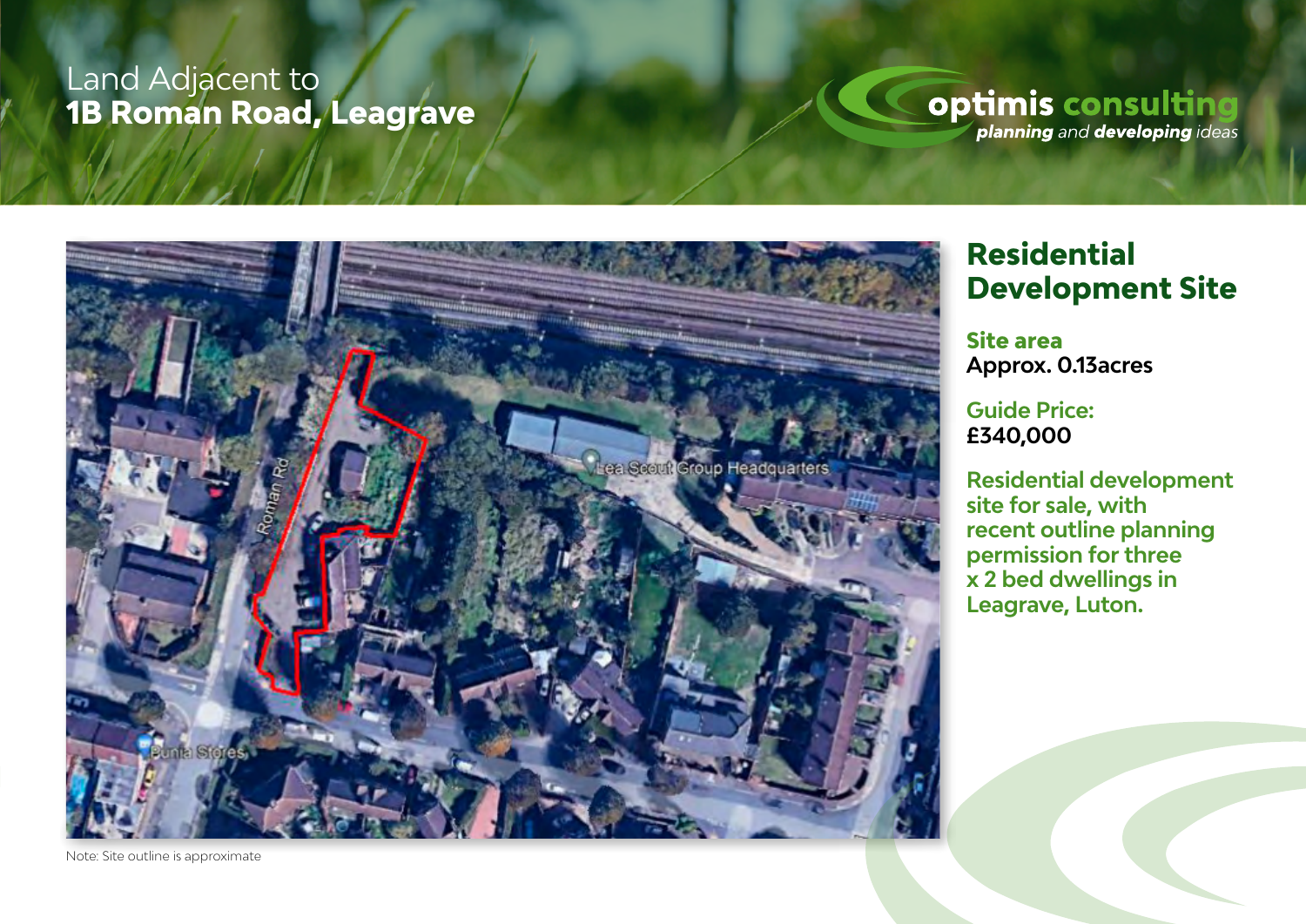# Land Adjacent to **1B Roman Road, Leagrave**

optimis consulting
*planning and developing ideas*

Note: Site outline is approximate

## Residential Development Site

**Site area**
**Approx. 0.13acres**

**Guide Price:**
**£340,000**

**Residential development site for sale, with recent outline planning permission for three x 2 bed dwellings in Leagrave, Luton.**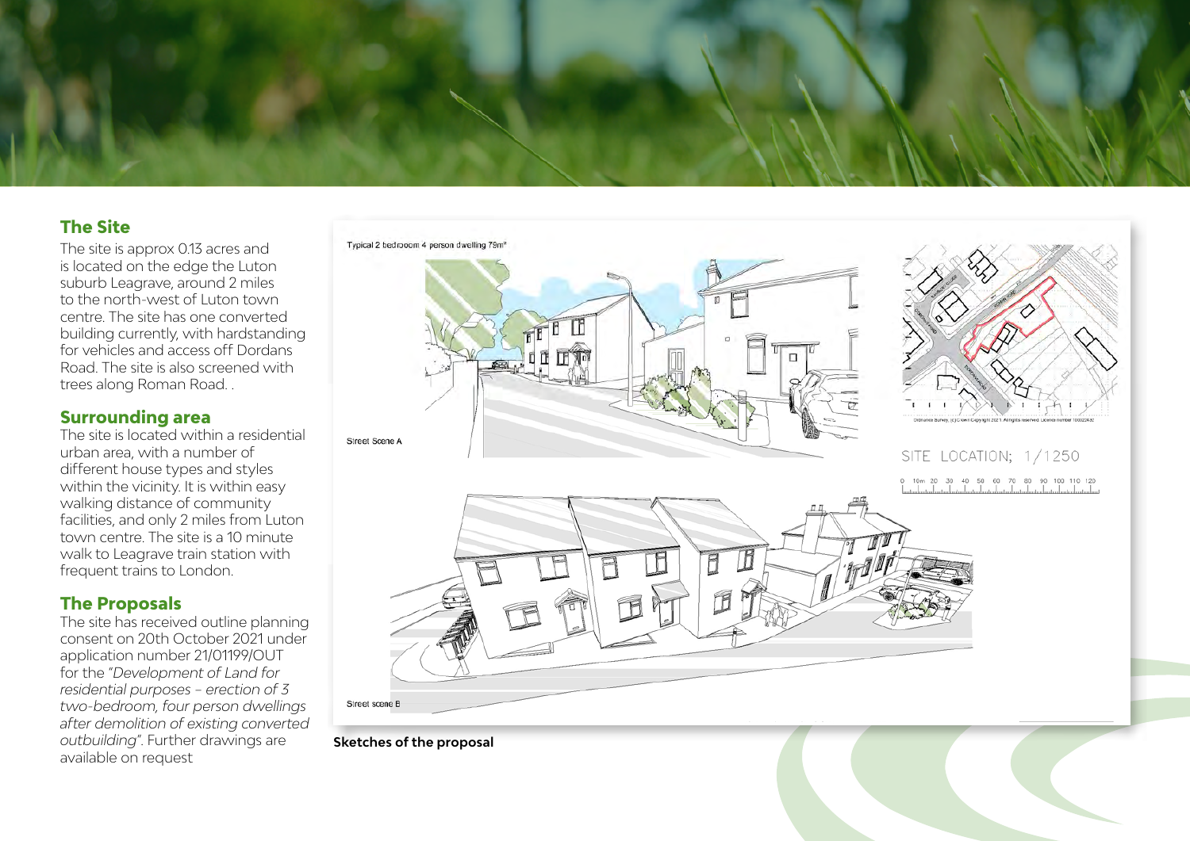## The Site

The site is approx 0.13 acres and is located on the edge the Luton suburb Leagrave, around 2 miles to the north-west of Luton town centre. The site has one converted building currently, with hardstanding for vehicles and access off Dordans Road. The site is also screened with trees along Roman Road. .

## Surrounding area

The site is located within a residential urban area, with a number of different house types and styles within the vicinity. It is within easy walking distance of community facilities, and only 2 miles from Luton town centre. The site is a 10 minute walk to Leagrave train station with frequent trains to London.

## The Proposals

The site has received outline planning consent on 20th October 2021 under application number 21/01199/OUT for the "*Development of Land for residential purposes – erection of 3 two-bedroom, four person dwellings after demolition of existing converted outbuilding*". Further drawings are available on request

Typical 2 bedroom 4 person dwelling 79m²

Street Scene A

SITE LOCATION; 1/1250

Street scene B

**Sketches of the proposal**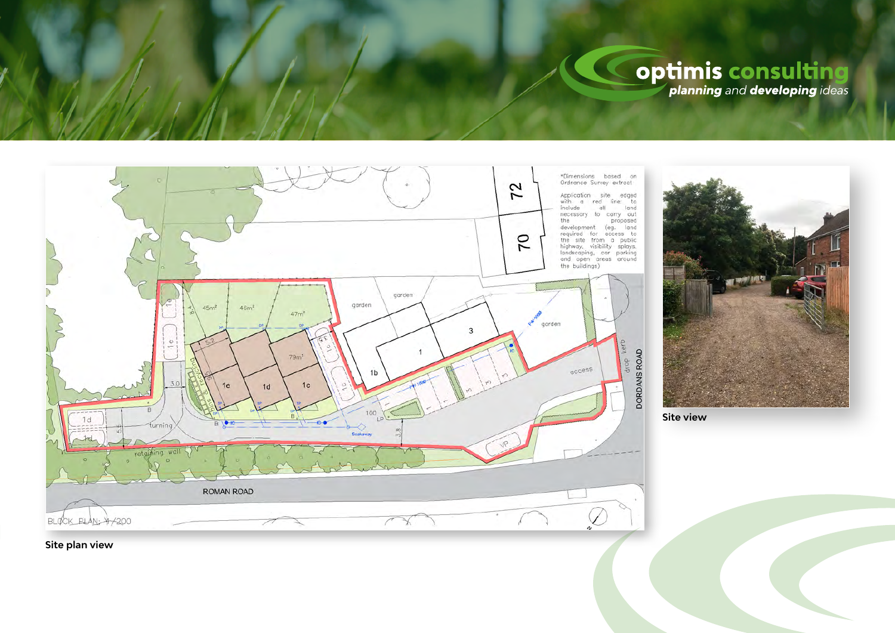Site plan view

Site view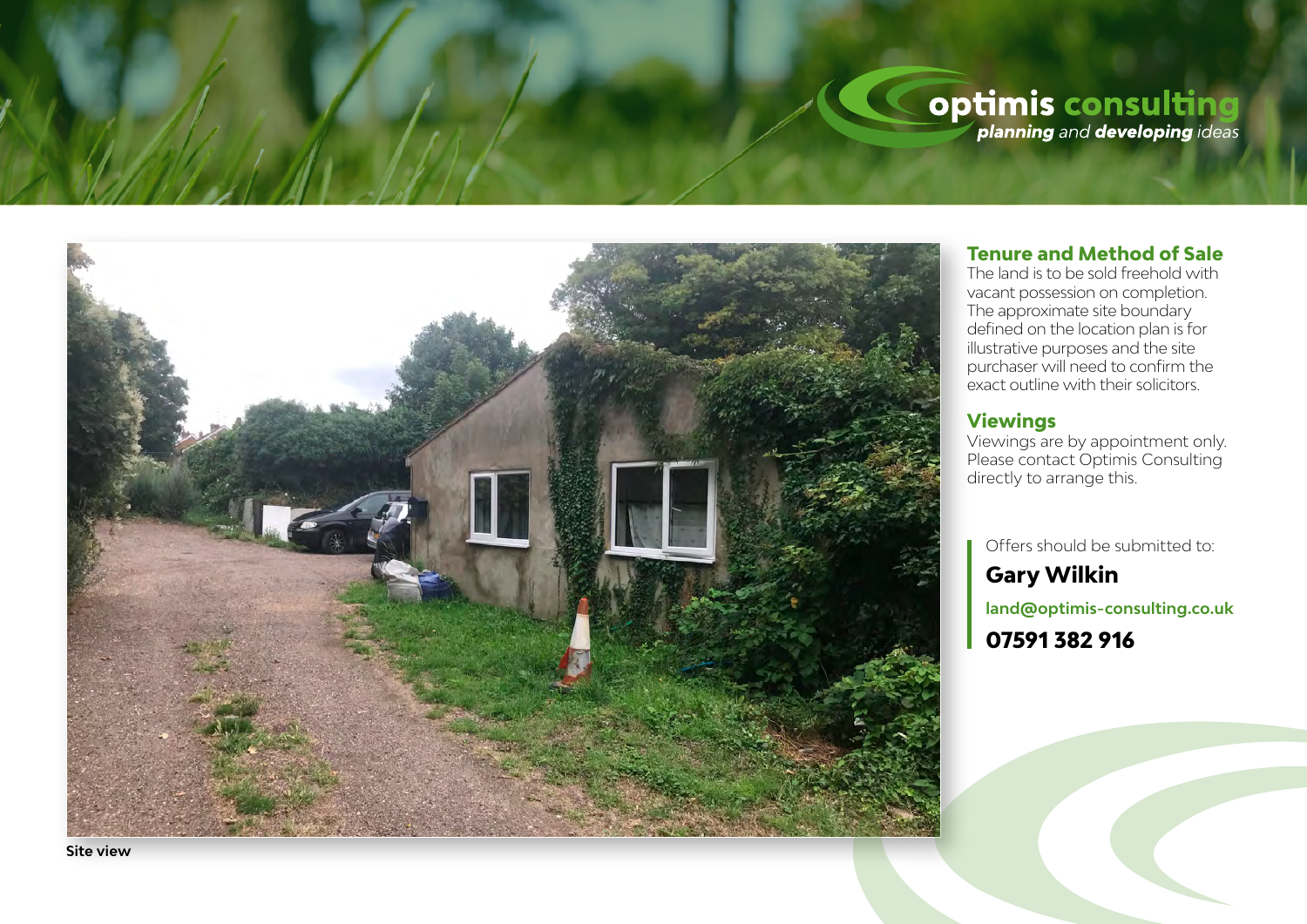optimis consulting
*planning and developing ideas*

Site view

## Tenure and Method of Sale

The land is to be sold freehold with vacant possession on completion. The approximate site boundary defined on the location plan is for illustrative purposes and the site purchaser will need to confirm the exact outline with their solicitors.

## Viewings

Viewings are by appointment only. Please contact Optimis Consulting directly to arrange this.

Offers should be submitted to:

**Gary Wilkin**

land@optimis-consulting.co.uk

**07591 382 916**